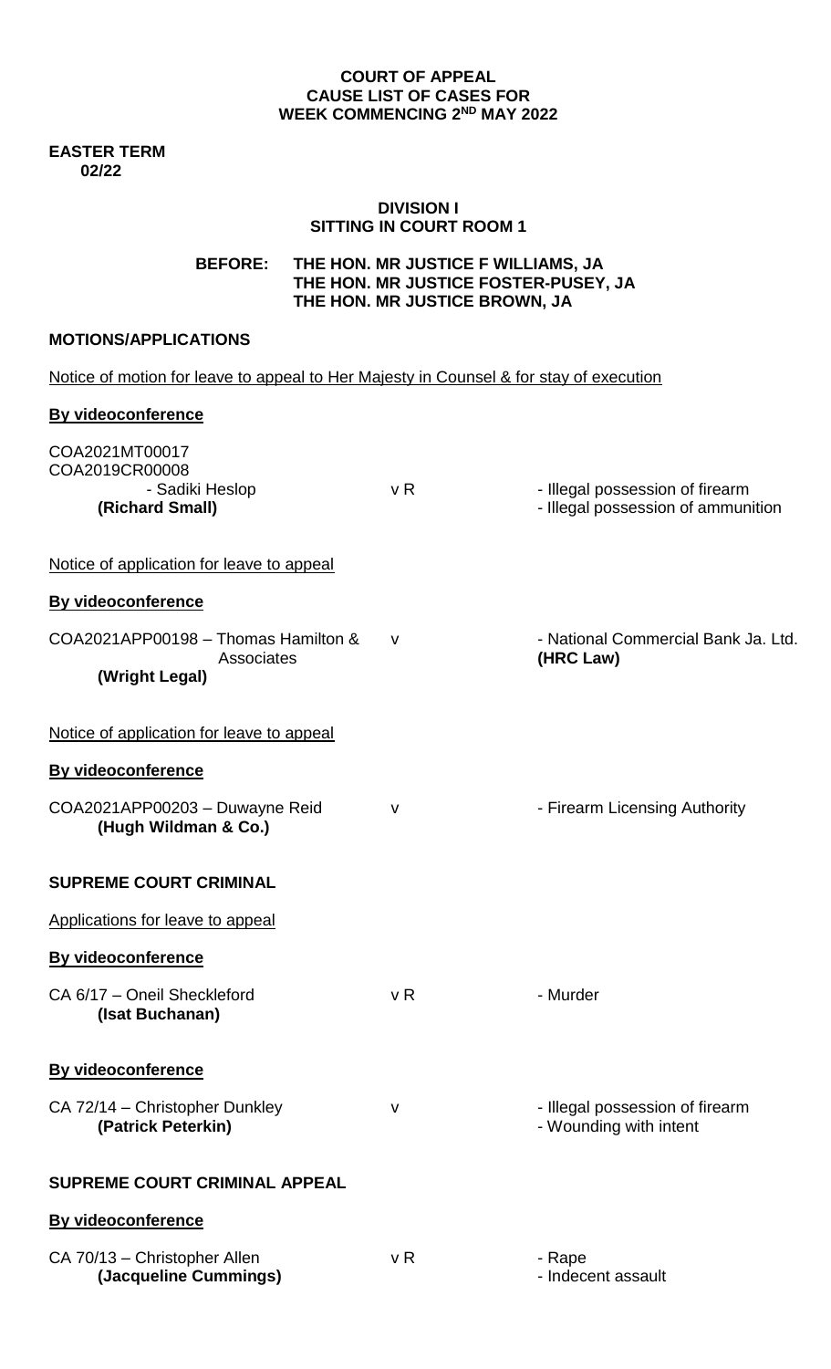**COURT OF APPEAL**
**CAUSE LIST OF CASES FOR**
**WEEK COMMENCING 2ND MAY 2022**

**EASTER TERM**
**02/22**

**DIVISION I**
**SITTING IN COURT ROOM 1**

**BEFORE:** **THE HON. MR JUSTICE F WILLIAMS, JA**
**THE HON. MR JUSTICE FOSTER-PUSEY, JA**
**THE HON. MR JUSTICE BROWN, JA**

**MOTIONS/APPLICATIONS**

Notice of motion for leave to appeal to Her Majesty in Counsel & for stay of execution

**By videoconference**

COA2021MT00017
COA2019CR00008
- Sadiki Heslop v R - Illegal possession of firearm
**(Richard Small)** - Illegal possession of ammunition

Notice of application for leave to appeal

**By videoconference**

COA2021APP00198 – Thomas Hamilton & Associates v - National Commercial Bank Ja. Ltd.
**(Wright Legal)** **(HRC Law)**

Notice of application for leave to appeal

**By videoconference**

COA2021APP00203 – Duwayne Reid v - Firearm Licensing Authority
**(Hugh Wildman & Co.)**

**SUPREME COURT CRIMINAL**

Applications for leave to appeal

**By videoconference**

CA 6/17 – Oneil Sheckleford v R - Murder
**(Isat Buchanan)**

**By videoconference**

CA 72/14 – Christopher Dunkley v - Illegal possession of firearm
**(Patrick Peterkin)** - Wounding with intent

**SUPREME COURT CRIMINAL APPEAL**

**By videoconference**

CA 70/13 – Christopher Allen v R - Rape
**(Jacqueline Cummings)** - Indecent assault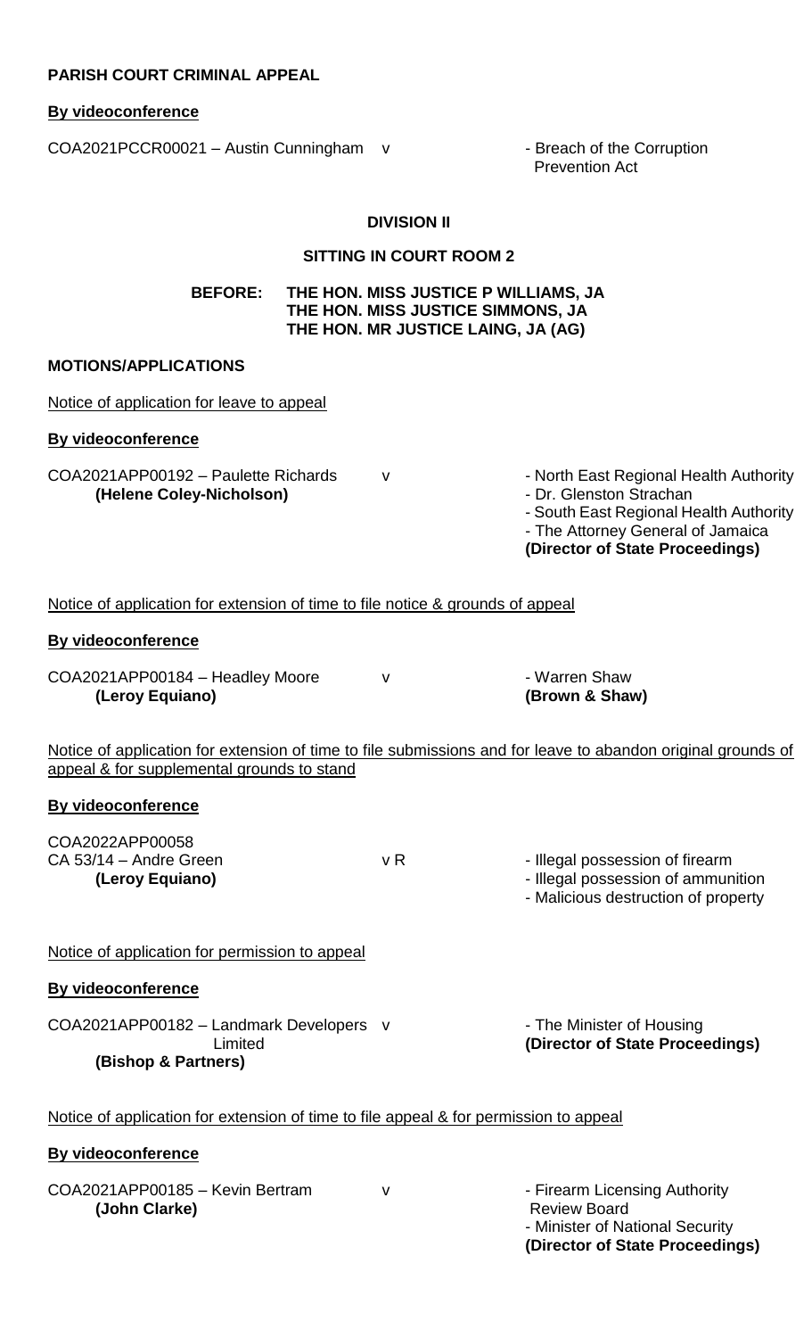**PARISH COURT CRIMINAL APPEAL**

**By videoconference**

COA2021PCCR00021 – Austin Cunningham v - Breach of the Corruption Prevention Act

**DIVISION II**

**SITTING IN COURT ROOM 2**

**BEFORE: THE HON. MISS JUSTICE P WILLIAMS, JA**
**THE HON. MISS JUSTICE SIMMONS, JA**
**THE HON. MR JUSTICE LAING, JA (AG)**

**MOTIONS/APPLICATIONS**

Notice of application for leave to appeal

**By videoconference**

COA2021APP00192 – Paulette Richards **(Helene Coley-Nicholson)** v
- North East Regional Health Authority
- Dr. Glenston Strachan
- South East Regional Health Authority
- The Attorney General of Jamaica
**(Director of State Proceedings)**

Notice of application for extension of time to file notice & grounds of appeal

**By videoconference**

COA2021APP00184 – Headley Moore **(Leroy Equiano)** v - Warren Shaw **(Brown & Shaw)**

Notice of application for extension of time to file submissions and for leave to abandon original grounds of appeal & for supplemental grounds to stand

**By videoconference**

COA2022APP00058
CA 53/14 – Andre Green **(Leroy Equiano)** v R
- Illegal possession of firearm
- Illegal possession of ammunition
- Malicious destruction of property

Notice of application for permission to appeal

**By videoconference**

COA2021APP00182 – Landmark Developers Limited **(Bishop & Partners)** v - The Minister of Housing **(Director of State Proceedings)**

Notice of application for extension of time to file appeal & for permission to appeal

**By videoconference**

COA2021APP00185 – Kevin Bertram **(John Clarke)** v
- Firearm Licensing Authority Review Board
- Minister of National Security
**(Director of State Proceedings)**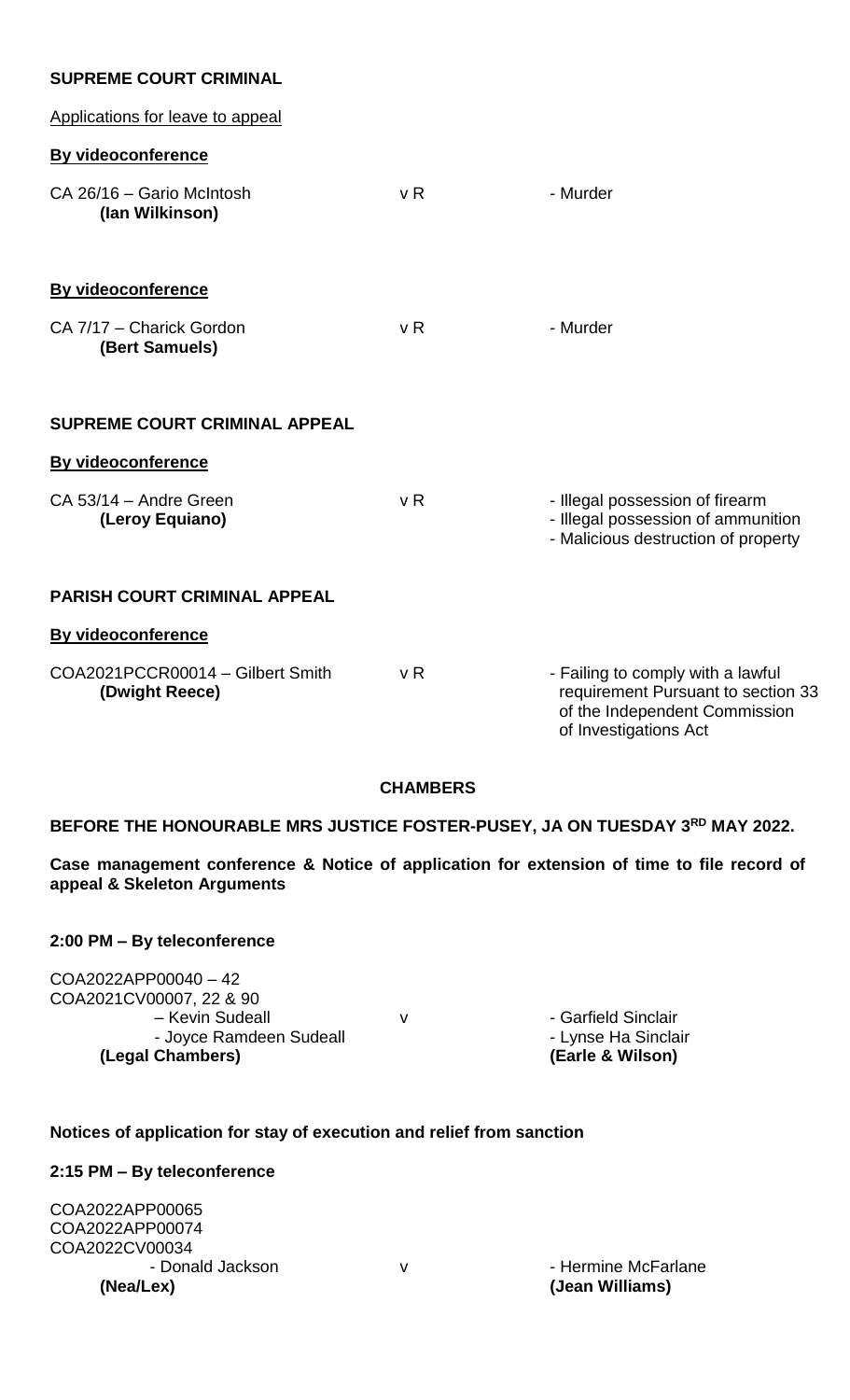**SUPREME COURT CRIMINAL**

Applications for leave to appeal

**By videoconference**

| | | |
|---|---|---|
| CA 26/16 – Gario McIntosh **(Ian Wilkinson)** | v R | - Murder |

**By videoconference**

| | | |
|---|---|---|
| CA 7/17 – Charick Gordon **(Bert Samuels)** | v R | - Murder |

**SUPREME COURT CRIMINAL APPEAL**

**By videoconference**

| | | |
|---|---|---|
| CA 53/14 – Andre Green **(Leroy Equiano)** | v R | - Illegal possession of firearm<br>- Illegal possession of ammunition<br>- Malicious destruction of property |

**PARISH COURT CRIMINAL APPEAL**

**By videoconference**

| | | |
|---|---|---|
| COA2021PCCR00014 – Gilbert Smith **(Dwight Reece)** | v R | - Failing to comply with a lawful requirement Pursuant to section 33 of the Independent Commission of Investigations Act |

**CHAMBERS**

**BEFORE THE HONOURABLE MRS JUSTICE FOSTER-PUSEY, JA ON TUESDAY 3RD MAY 2022.**

**Case management conference & Notice of application for extension of time to file record of appeal & Skeleton Arguments**

**2:00 PM – By teleconference**

COA2022APP00040 – 42
COA2021CV00007, 22 & 90

| | | |
|---|---|---|
| – Kevin Sudeall<br>- Joyce Ramdeen Sudeall<br>**(Legal Chambers)** | v | - Garfield Sinclair<br>- Lynse Ha Sinclair<br>**(Earle & Wilson)** |

**Notices of application for stay of execution and relief from sanction**

**2:15 PM – By teleconference**

COA2022APP00065
COA2022APP00074
COA2022CV00034

| | | |
|---|---|---|
| - Donald Jackson<br>**(Nea/Lex)** | v | - Hermine McFarlane<br>**(Jean Williams)** |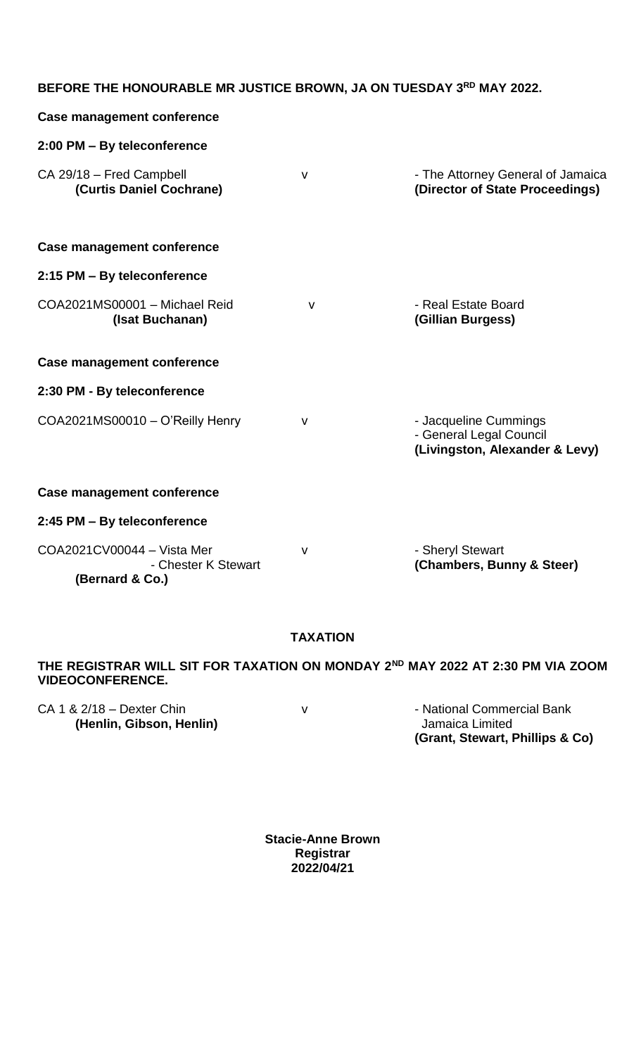**BEFORE THE HONOURABLE MR JUSTICE BROWN, JA ON TUESDAY 3RD MAY 2022.**

**Case management conference**

**2:00 PM – By teleconference**

| | | |
|---|---|---|
| CA 29/18 – Fred Campbell **(Curtis Daniel Cochrane)** | v | - The Attorney General of Jamaica **(Director of State Proceedings)** |

**Case management conference**

**2:15 PM – By teleconference**

| | | |
|---|---|---|
| COA2021MS00001 – Michael Reid **(Isat Buchanan)** | v | - Real Estate Board **(Gillian Burgess)** |

**Case management conference**

**2:30 PM - By teleconference**

| | | |
|---|---|---|
| COA2021MS00010 – O'Reilly Henry | v | - Jacqueline Cummings - General Legal Council **(Livingston, Alexander & Levy)** |

**Case management conference**

**2:45 PM – By teleconference**

| | | |
|---|---|---|
| COA2021CV00044 – Vista Mer - Chester K Stewart **(Bernard & Co.)** | v | - Sheryl Stewart **(Chambers, Bunny & Steer)** |

**TAXATION**

**THE REGISTRAR WILL SIT FOR TAXATION ON MONDAY 2ND MAY 2022 AT 2:30 PM VIA ZOOM VIDEOCONFERENCE.**

| | | |
|---|---|---|
| CA 1 & 2/18 – Dexter Chin **(Henlin, Gibson, Henlin)** | v | - National Commercial Bank Jamaica Limited **(Grant, Stewart, Phillips & Co)** |

**Stacie-Anne Brown**
**Registrar**
**2022/04/21**